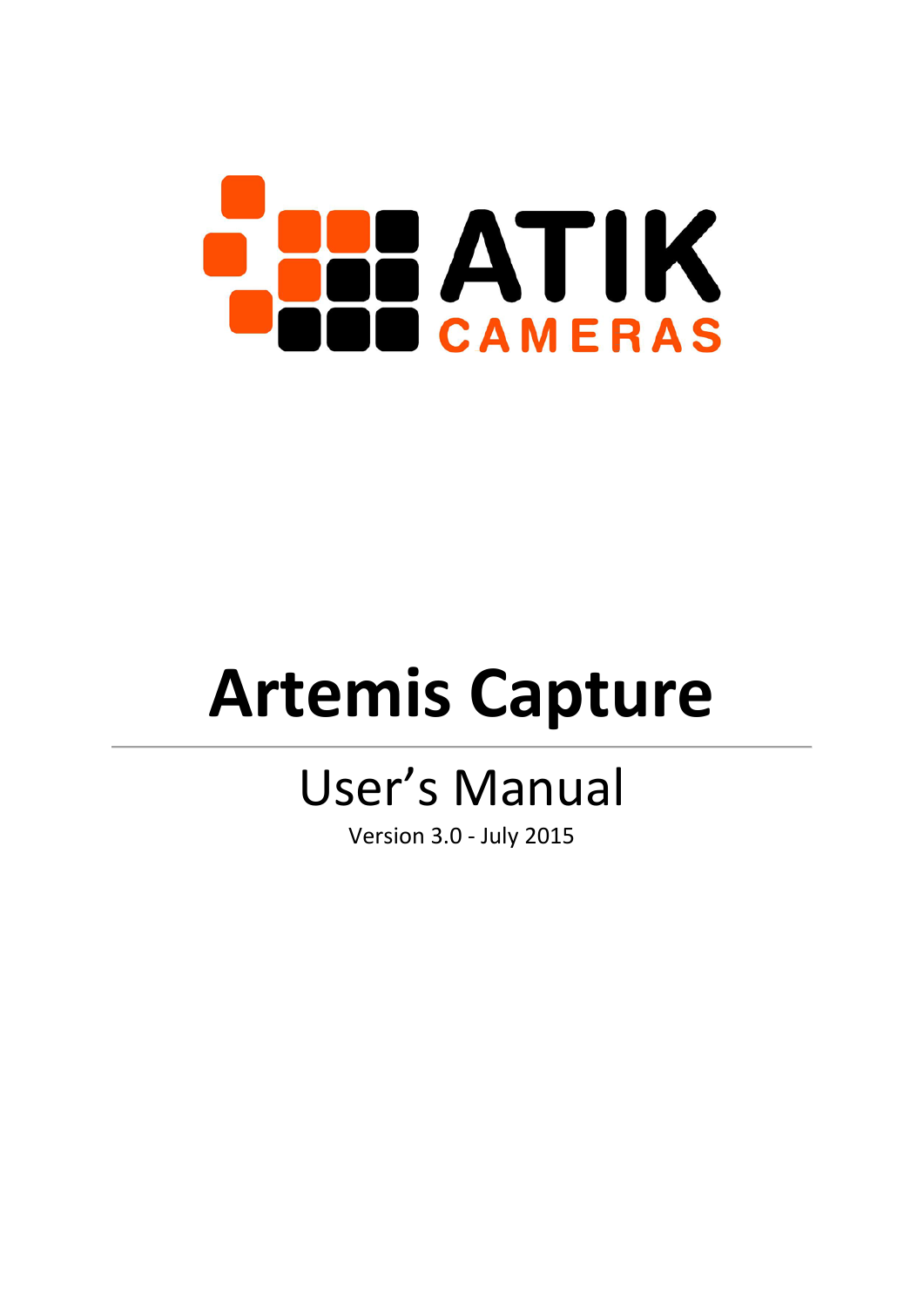ATIK CAMERAS

# Artemis Capture

## User's Manual

Version 3.0 - July 2015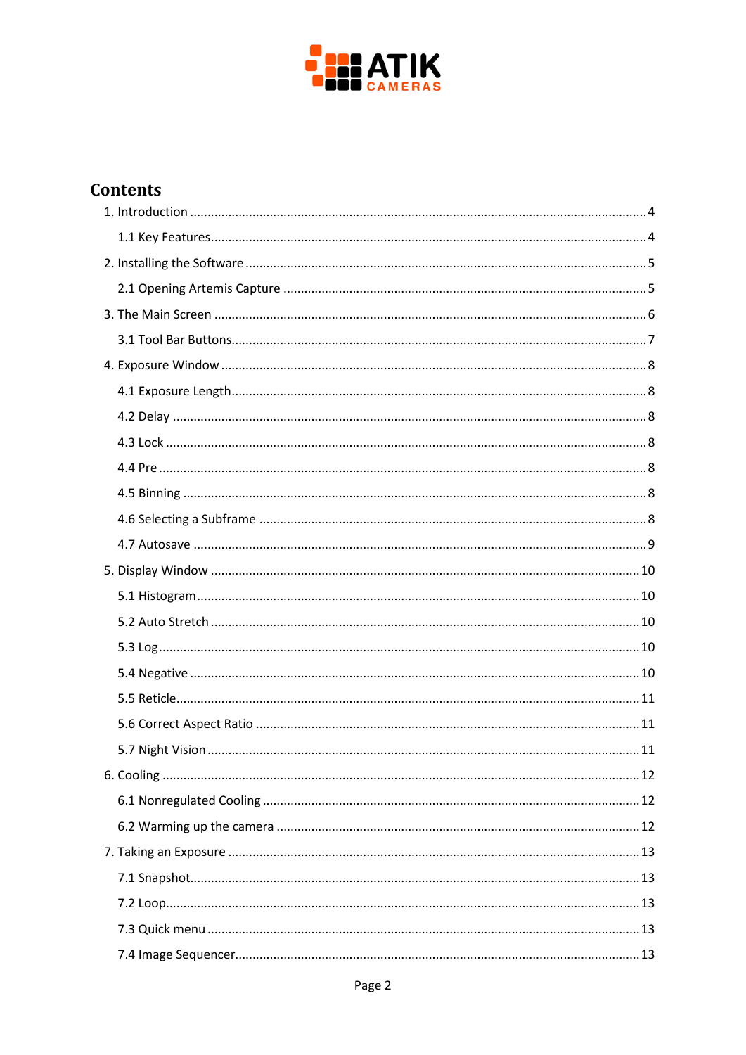# Contents

1. Introduction .......... 4
   - 1.1 Key Features .......... 4
2. Installing the Software .......... 5
   - 2.1 Opening Artemis Capture .......... 5
3. The Main Screen .......... 6
   - 3.1 Tool Bar Buttons .......... 7
4. Exposure Window .......... 8
   - 4.1 Exposure Length .......... 8
   - 4.2 Delay .......... 8
   - 4.3 Lock .......... 8
   - 4.4 Pre .......... 8
   - 4.5 Binning .......... 8
   - 4.6 Selecting a Subframe .......... 8
   - 4.7 Autosave .......... 9
5. Display Window .......... 10
   - 5.1 Histogram .......... 10
   - 5.2 Auto Stretch .......... 10
   - 5.3 Log .......... 10
   - 5.4 Negative .......... 10
   - 5.5 Reticle .......... 11
   - 5.6 Correct Aspect Ratio .......... 11
   - 5.7 Night Vision .......... 11
6. Cooling .......... 12
   - 6.1 Nonregulated Cooling .......... 12
   - 6.2 Warming up the camera .......... 12
7. Taking an Exposure .......... 13
   - 7.1 Snapshot .......... 13
   - 7.2 Loop .......... 13
   - 7.3 Quick menu .......... 13
   - 7.4 Image Sequencer .......... 13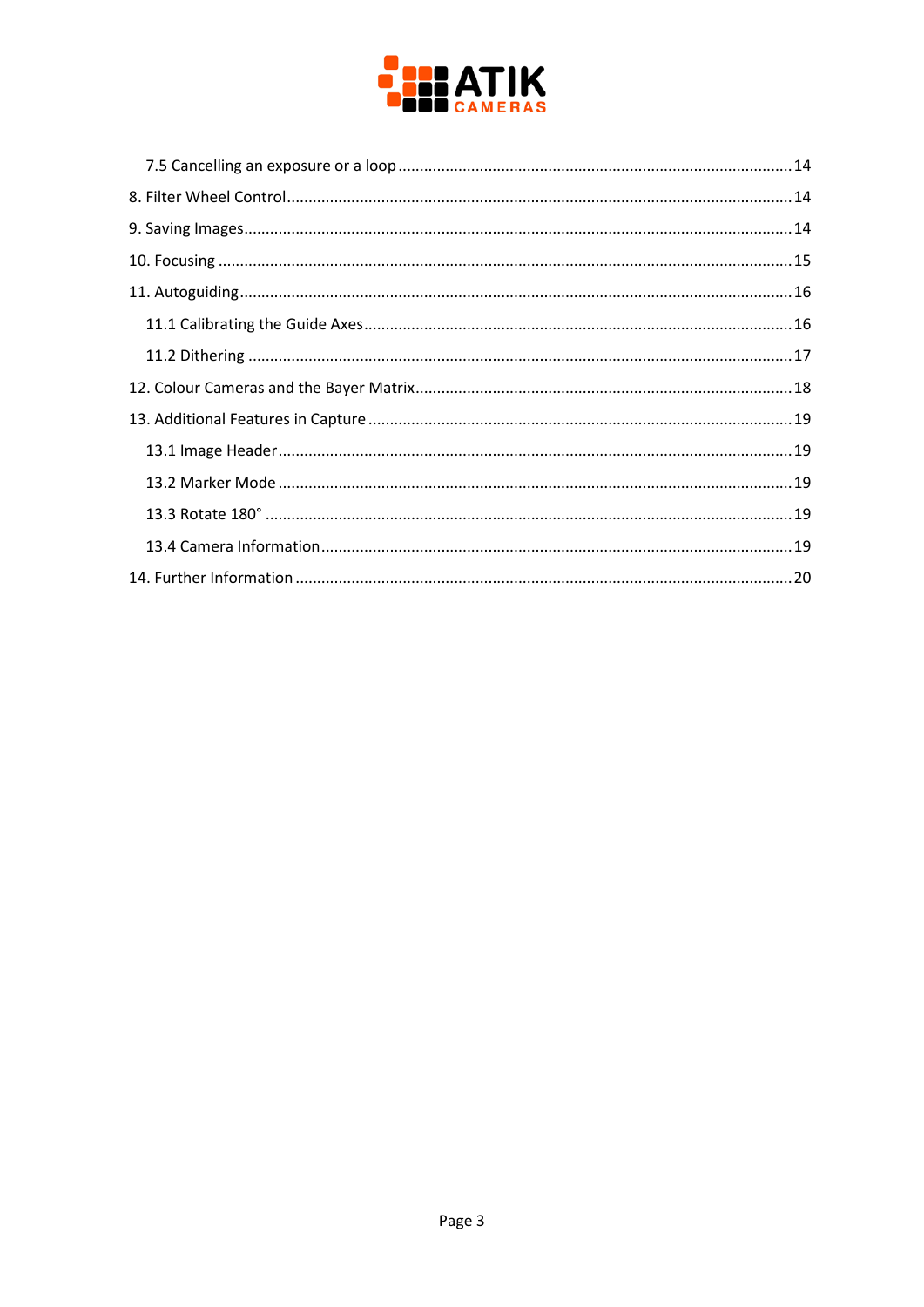7.5 Cancelling an exposure or a loop ........................................................................................ 14

8. Filter Wheel Control ................................................................................................................ 14

9. Saving Images .......................................................................................................................... 14

10. Focusing ................................................................................................................................. 15

11. Autoguiding ............................................................................................................................ 16

11.1 Calibrating the Guide Axes ................................................................................................. 16

11.2 Dithering .............................................................................................................................. 17

12. Colour Cameras and the Bayer Matrix ................................................................................... 18

13. Additional Features in Capture .............................................................................................. 19

13.1 Image Header ....................................................................................................................... 19

13.2 Marker Mode ....................................................................................................................... 19

13.3 Rotate 180° .......................................................................................................................... 19

13.4 Camera Information ............................................................................................................ 19

14. Further Information ................................................................................................................ 20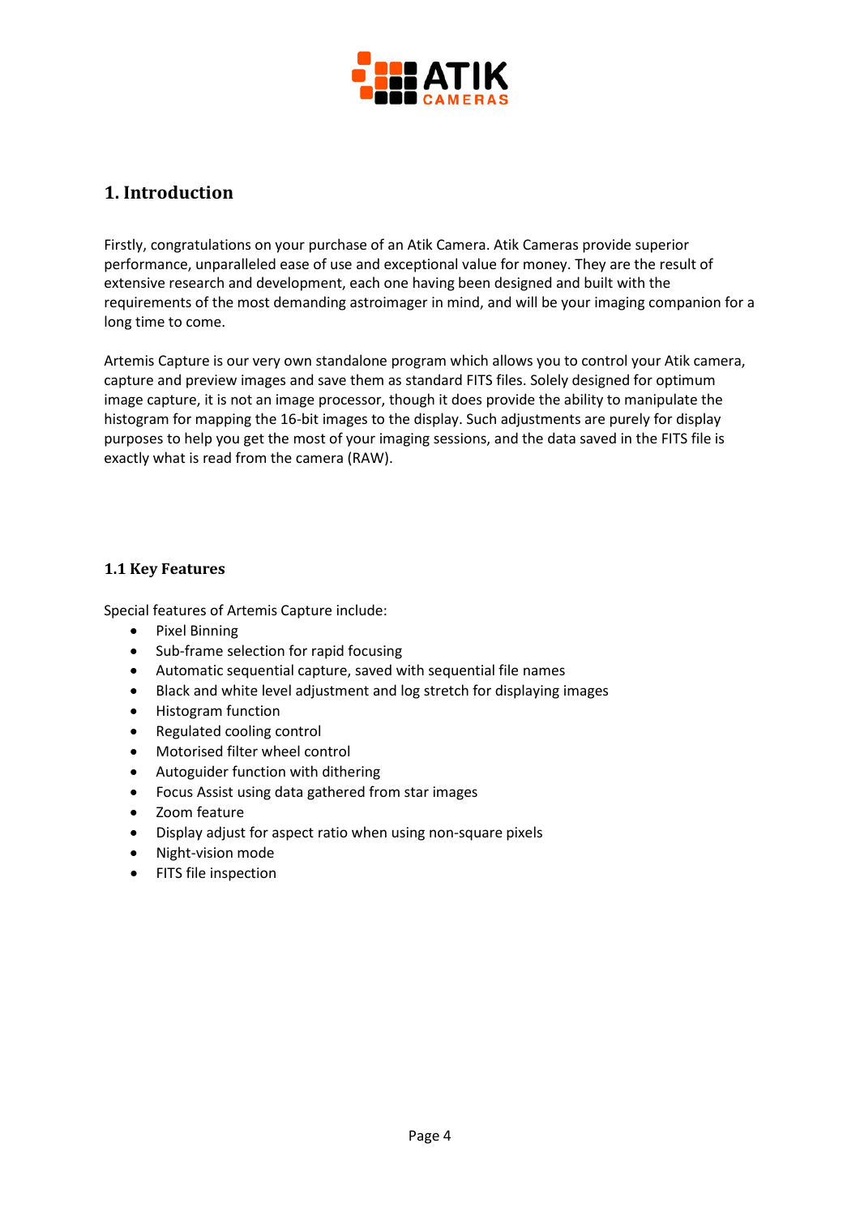# 1. Introduction

Firstly, congratulations on your purchase of an Atik Camera. Atik Cameras provide superior performance, unparalleled ease of use and exceptional value for money. They are the result of extensive research and development, each one having been designed and built with the requirements of the most demanding astroimager in mind, and will be your imaging companion for a long time to come.

Artemis Capture is our very own standalone program which allows you to control your Atik camera, capture and preview images and save them as standard FITS files. Solely designed for optimum image capture, it is not an image processor, though it does provide the ability to manipulate the histogram for mapping the 16-bit images to the display. Such adjustments are purely for display purposes to help you get the most of your imaging sessions, and the data saved in the FITS file is exactly what is read from the camera (RAW).

## 1.1 Key Features

Special features of Artemis Capture include:

- Pixel Binning
- Sub-frame selection for rapid focusing
- Automatic sequential capture, saved with sequential file names
- Black and white level adjustment and log stretch for displaying images
- Histogram function
- Regulated cooling control
- Motorised filter wheel control
- Autoguider function with dithering
- Focus Assist using data gathered from star images
- Zoom feature
- Display adjust for aspect ratio when using non-square pixels
- Night-vision mode
- FITS file inspection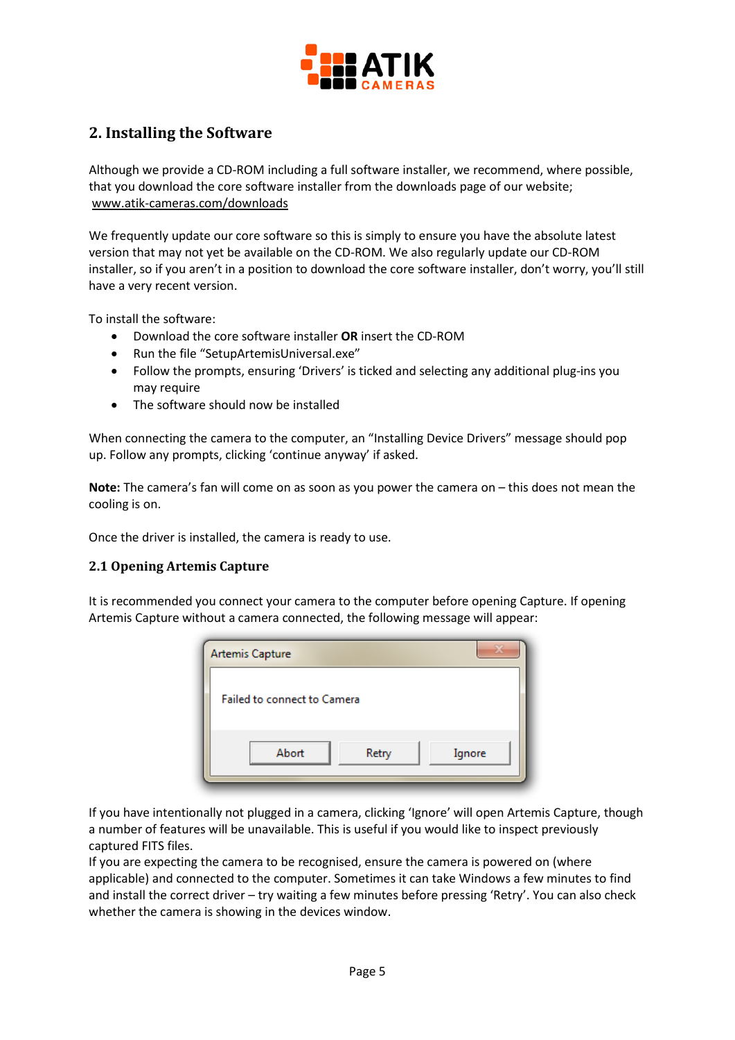## 2. Installing the Software

Although we provide a CD-ROM including a full software installer, we recommend, where possible, that you download the core software installer from the downloads page of our website; www.atik-cameras.com/downloads

We frequently update our core software so this is simply to ensure you have the absolute latest version that may not yet be available on the CD-ROM. We also regularly update our CD-ROM installer, so if you aren't in a position to download the core software installer, don't worry, you'll still have a very recent version.

To install the software:

- Download the core software installer **OR** insert the CD-ROM
- Run the file "SetupArtemisUniversal.exe"
- Follow the prompts, ensuring 'Drivers' is ticked and selecting any additional plug-ins you may require
- The software should now be installed

When connecting the camera to the computer, an "Installing Device Drivers" message should pop up. Follow any prompts, clicking 'continue anyway' if asked.

**Note:** The camera's fan will come on as soon as you power the camera on – this does not mean the cooling is on.

Once the driver is installed, the camera is ready to use.

### 2.1 Opening Artemis Capture

It is recommended you connect your camera to the computer before opening Capture. If opening Artemis Capture without a camera connected, the following message will appear:

Artemis Capture

Failed to connect to Camera

Abort | Retry | Ignore

If you have intentionally not plugged in a camera, clicking 'Ignore' will open Artemis Capture, though a number of features will be unavailable. This is useful if you would like to inspect previously captured FITS files.
If you are expecting the camera to be recognised, ensure the camera is powered on (where applicable) and connected to the computer. Sometimes it can take Windows a few minutes to find and install the correct driver – try waiting a few minutes before pressing 'Retry'. You can also check whether the camera is showing in the devices window.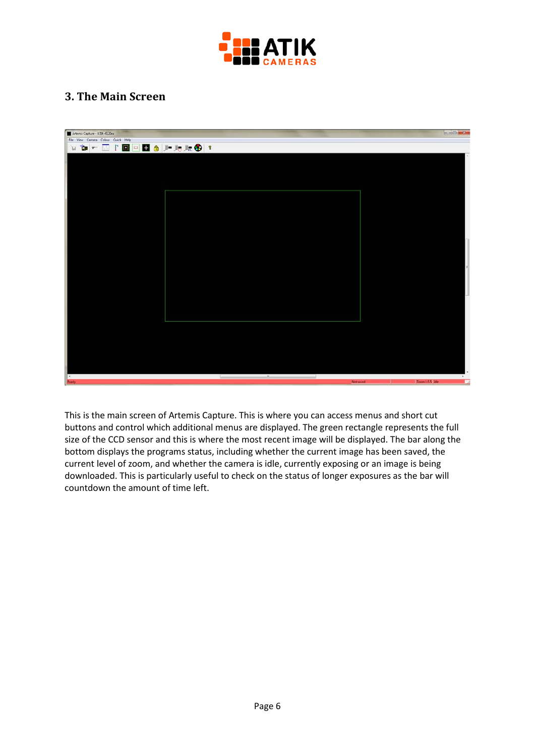## 3. The Main Screen

This is the main screen of Artemis Capture. This is where you can access menus and short cut buttons and control which additional menus are displayed. The green rectangle represents the full size of the CCD sensor and this is where the most recent image will be displayed. The bar along the bottom displays the programs status, including whether the current image has been saved, the current level of zoom, and whether the camera is idle, currently exposing or an image is being downloaded. This is particularly useful to check on the status of longer exposures as the bar will countdown the amount of time left.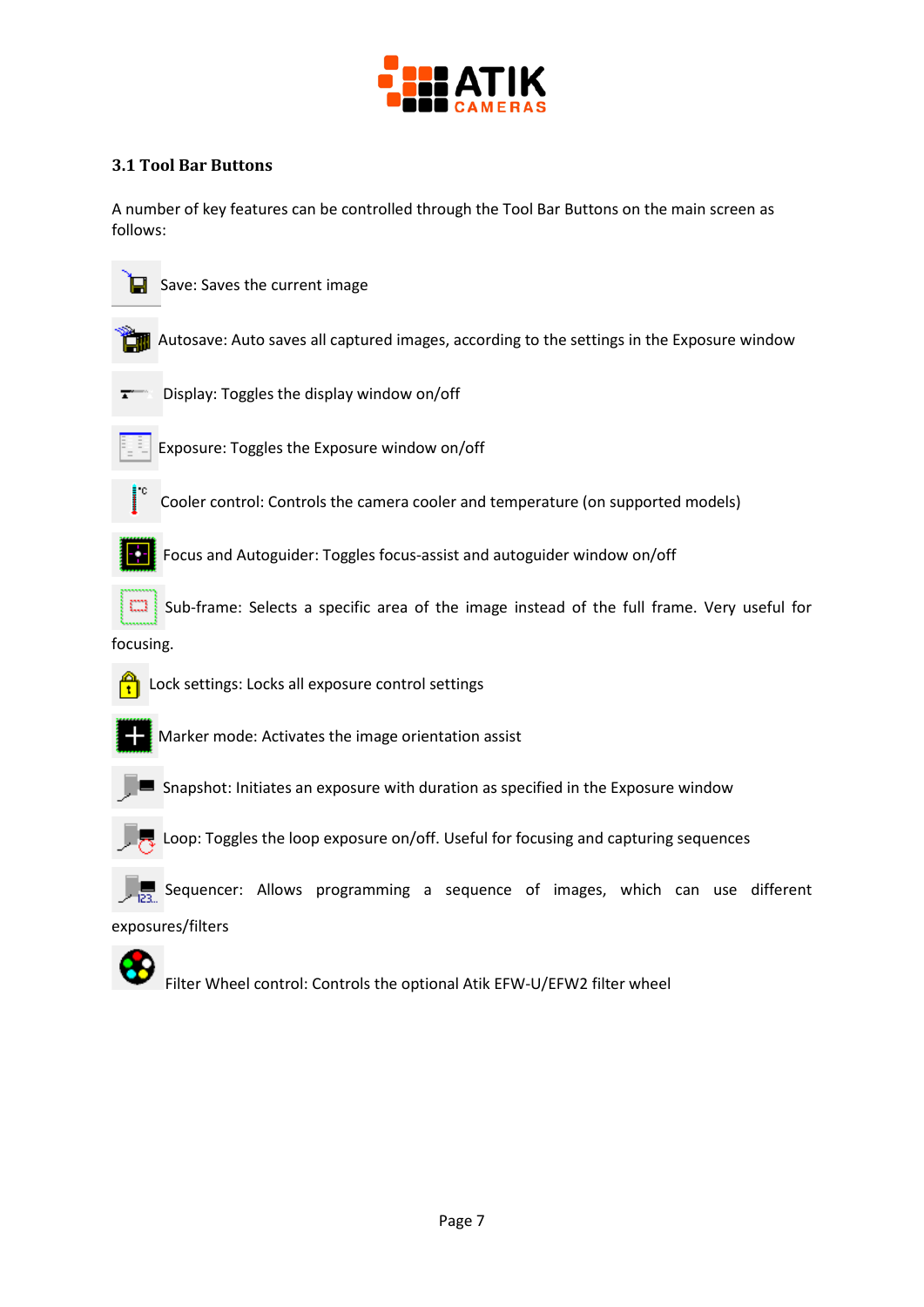### 3.1 Tool Bar Buttons

A number of key features can be controlled through the Tool Bar Buttons on the main screen as follows:

Save: Saves the current image

Autosave: Auto saves all captured images, according to the settings in the Exposure window

Display: Toggles the display window on/off

Exposure: Toggles the Exposure window on/off

Cooler control: Controls the camera cooler and temperature (on supported models)

Focus and Autoguider: Toggles focus-assist and autoguider window on/off

Sub-frame: Selects a specific area of the image instead of the full frame. Very useful for focusing.

Lock settings: Locks all exposure control settings

Marker mode: Activates the image orientation assist

Snapshot: Initiates an exposure with duration as specified in the Exposure window

Loop: Toggles the loop exposure on/off. Useful for focusing and capturing sequences

Sequencer: Allows programming a sequence of images, which can use different exposures/filters

Filter Wheel control: Controls the optional Atik EFW-U/EFW2 filter wheel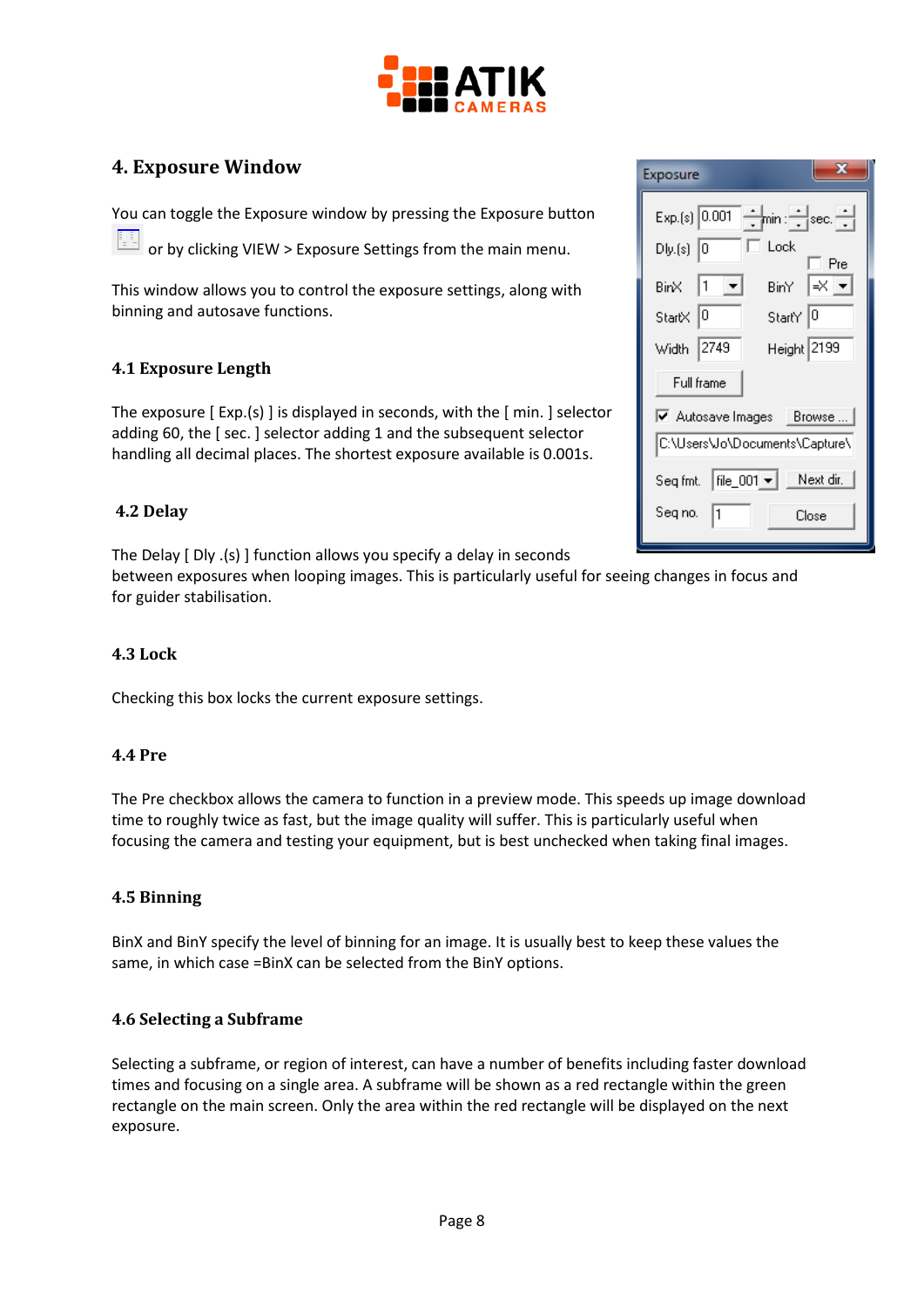# 4. Exposure Window

You can toggle the Exposure window by pressing the Exposure button or by clicking VIEW > Exposure Settings from the main menu.

This window allows you to control the exposure settings, along with binning and autosave functions.

## 4.1 Exposure Length

The exposure [ Exp.(s) ] is displayed in seconds, with the [ min. ] selector adding 60, the [ sec. ] selector adding 1 and the subsequent selector handling all decimal places. The shortest exposure available is 0.001s.

## 4.2 Delay

The Delay [ Dly .(s) ] function allows you specify a delay in seconds between exposures when looping images. This is particularly useful for seeing changes in focus and for guider stabilisation.

## 4.3 Lock

Checking this box locks the current exposure settings.

## 4.4 Pre

The Pre checkbox allows the camera to function in a preview mode. This speeds up image download time to roughly twice as fast, but the image quality will suffer. This is particularly useful when focusing the camera and testing your equipment, but is best unchecked when taking final images.

## 4.5 Binning

BinX and BinY specify the level of binning for an image. It is usually best to keep these values the same, in which case =BinX can be selected from the BinY options.

## 4.6 Selecting a Subframe

Selecting a subframe, or region of interest, can have a number of benefits including faster download times and focusing on a single area. A subframe will be shown as a red rectangle within the green rectangle on the main screen. Only the area within the red rectangle will be displayed on the next exposure.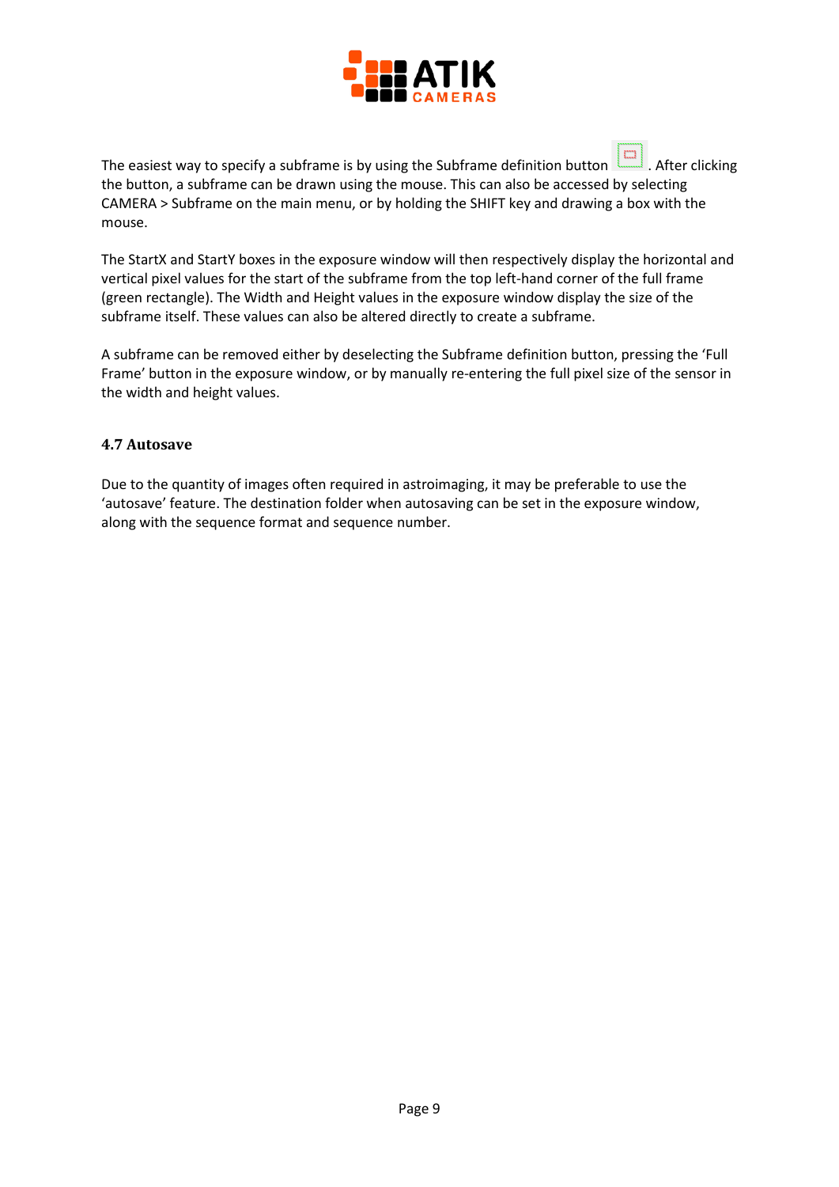The easiest way to specify a subframe is by using the Subframe definition button . After clicking the button, a subframe can be drawn using the mouse. This can also be accessed by selecting CAMERA > Subframe on the main menu, or by holding the SHIFT key and drawing a box with the mouse.

The StartX and StartY boxes in the exposure window will then respectively display the horizontal and vertical pixel values for the start of the subframe from the top left-hand corner of the full frame (green rectangle). The Width and Height values in the exposure window display the size of the subframe itself. These values can also be altered directly to create a subframe.

A subframe can be removed either by deselecting the Subframe definition button, pressing the 'Full Frame' button in the exposure window, or by manually re-entering the full pixel size of the sensor in the width and height values.

### 4.7 Autosave

Due to the quantity of images often required in astroimaging, it may be preferable to use the 'autosave' feature. The destination folder when autosaving can be set in the exposure window, along with the sequence format and sequence number.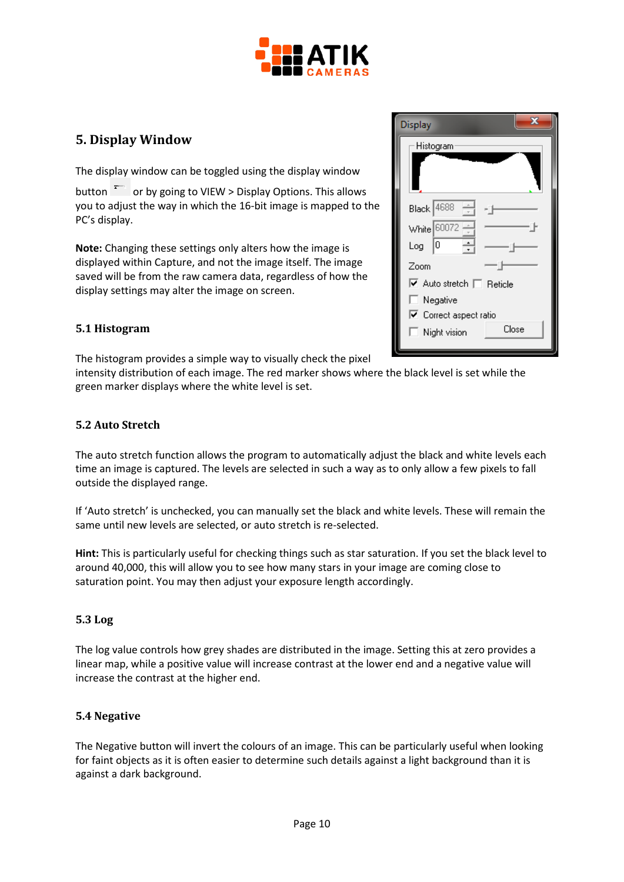## 5. Display Window

The display window can be toggled using the display window button or by going to VIEW > Display Options. This allows you to adjust the way in which the 16-bit image is mapped to the PC's display.

**Note:** Changing these settings only alters how the image is displayed within Capture, and not the image itself. The image saved will be from the raw camera data, regardless of how the display settings may alter the image on screen.

### 5.1 Histogram

The histogram provides a simple way to visually check the pixel intensity distribution of each image. The red marker shows where the black level is set while the green marker displays where the white level is set.

### 5.2 Auto Stretch

The auto stretch function allows the program to automatically adjust the black and white levels each time an image is captured. The levels are selected in such a way as to only allow a few pixels to fall outside the displayed range.

If 'Auto stretch' is unchecked, you can manually set the black and white levels. These will remain the same until new levels are selected, or auto stretch is re-selected.

**Hint:** This is particularly useful for checking things such as star saturation. If you set the black level to around 40,000, this will allow you to see how many stars in your image are coming close to saturation point. You may then adjust your exposure length accordingly.

### 5.3 Log

The log value controls how grey shades are distributed in the image. Setting this at zero provides a linear map, while a positive value will increase contrast at the lower end and a negative value will increase the contrast at the higher end.

### 5.4 Negative

The Negative button will invert the colours of an image. This can be particularly useful when looking for faint objects as it is often easier to determine such details against a light background than it is against a dark background.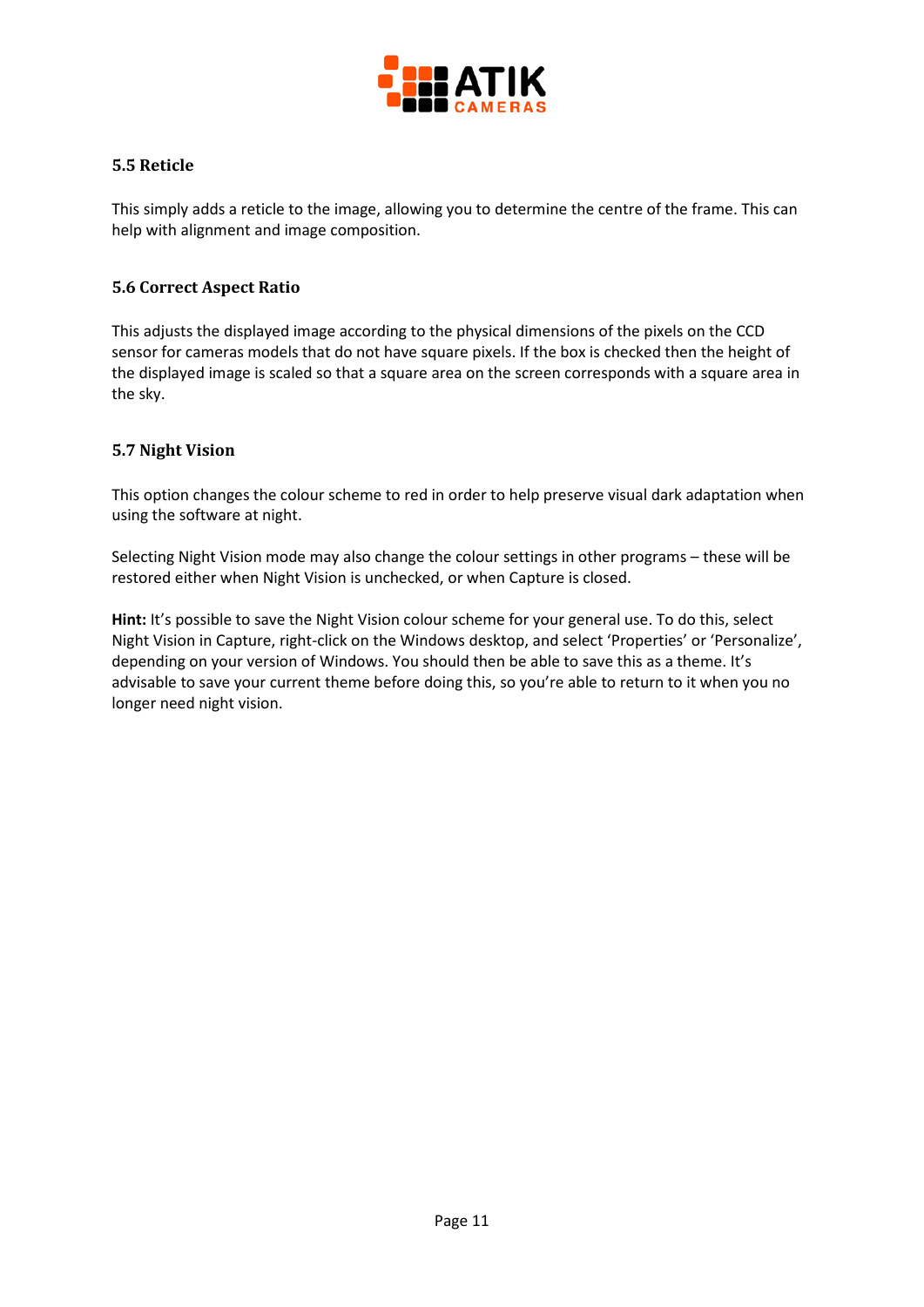### 5.5 Reticle

This simply adds a reticle to the image, allowing you to determine the centre of the frame. This can help with alignment and image composition.

### 5.6 Correct Aspect Ratio

This adjusts the displayed image according to the physical dimensions of the pixels on the CCD sensor for cameras models that do not have square pixels. If the box is checked then the height of the displayed image is scaled so that a square area on the screen corresponds with a square area in the sky.

### 5.7 Night Vision

This option changes the colour scheme to red in order to help preserve visual dark adaptation when using the software at night.

Selecting Night Vision mode may also change the colour settings in other programs – these will be restored either when Night Vision is unchecked, or when Capture is closed.

**Hint:** It's possible to save the Night Vision colour scheme for your general use. To do this, select Night Vision in Capture, right-click on the Windows desktop, and select 'Properties' or 'Personalize', depending on your version of Windows. You should then be able to save this as a theme. It's advisable to save your current theme before doing this, so you're able to return to it when you no longer need night vision.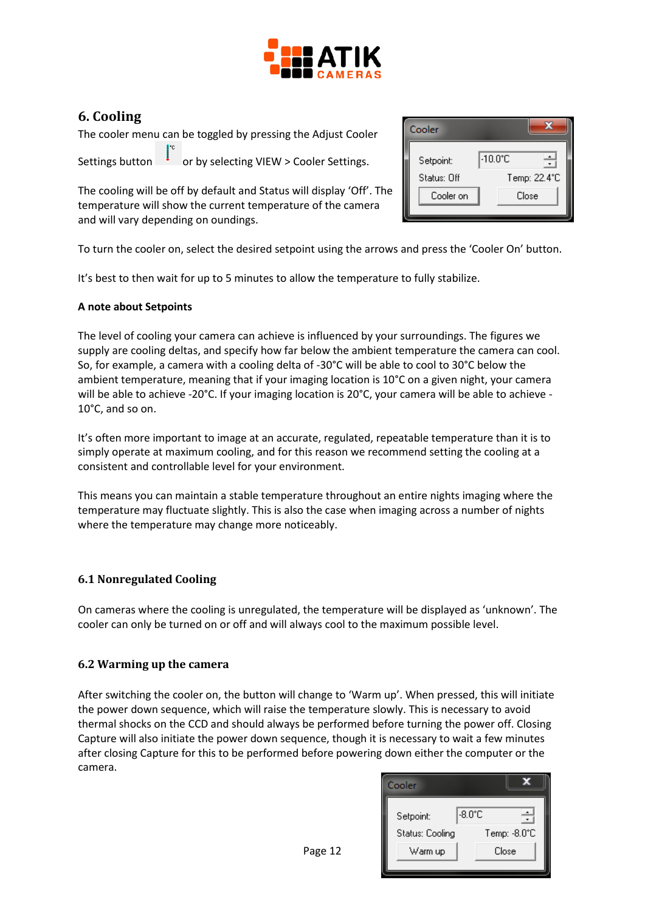## 6. Cooling

The cooler menu can be toggled by pressing the Adjust Cooler Settings button or by selecting VIEW > Cooler Settings.

The cooling will be off by default and Status will display 'Off'. The temperature will show the current temperature of the camera and will vary depending on oundings.

To turn the cooler on, select the desired setpoint using the arrows and press the 'Cooler On' button.

It's best to then wait for up to 5 minutes to allow the temperature to fully stabilize.

**A note about Setpoints**

The level of cooling your camera can achieve is influenced by your surroundings. The figures we supply are cooling deltas, and specify how far below the ambient temperature the camera can cool. So, for example, a camera with a cooling delta of -30°C will be able to cool to 30°C below the ambient temperature, meaning that if your imaging location is 10°C on a given night, your camera will be able to achieve -20°C. If your imaging location is 20°C, your camera will be able to achieve -10°C, and so on.

It's often more important to image at an accurate, regulated, repeatable temperature than it is to simply operate at maximum cooling, and for this reason we recommend setting the cooling at a consistent and controllable level for your environment.

This means you can maintain a stable temperature throughout an entire nights imaging where the temperature may fluctuate slightly. This is also the case when imaging across a number of nights where the temperature may change more noticeably.

### 6.1 Nonregulated Cooling

On cameras where the cooling is unregulated, the temperature will be displayed as 'unknown'. The cooler can only be turned on or off and will always cool to the maximum possible level.

### 6.2 Warming up the camera

After switching the cooler on, the button will change to 'Warm up'. When pressed, this will initiate the power down sequence, which will raise the temperature slowly. This is necessary to avoid thermal shocks on the CCD and should always be performed before turning the power off. Closing Capture will also initiate the power down sequence, though it is necessary to wait a few minutes after closing Capture for this to be performed before powering down either the computer or the camera.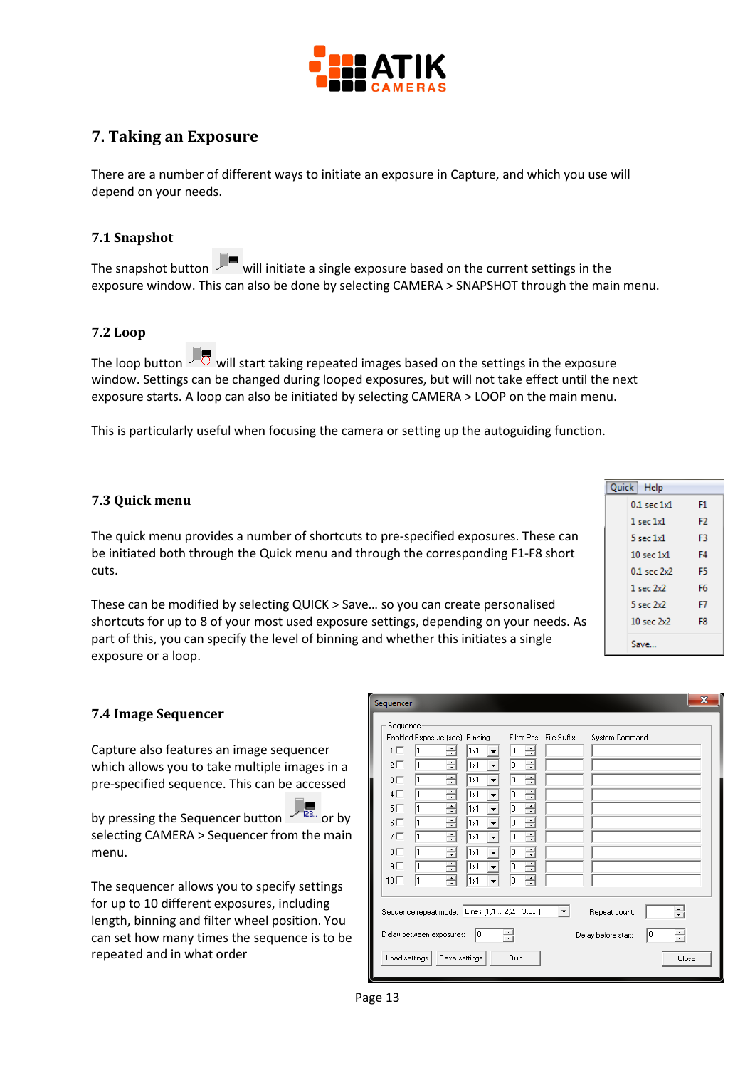## 7. Taking an Exposure

There are a number of different ways to initiate an exposure in Capture, and which you use will depend on your needs.

### 7.1 Snapshot

The snapshot button will initiate a single exposure based on the current settings in the exposure window. This can also be done by selecting CAMERA > SNAPSHOT through the main menu.

### 7.2 Loop

The loop button will start taking repeated images based on the settings in the exposure window. Settings can be changed during looped exposures, but will not take effect until the next exposure starts. A loop can also be initiated by selecting CAMERA > LOOP on the main menu.

This is particularly useful when focusing the camera or setting up the autoguiding function.

### 7.3 Quick menu

The quick menu provides a number of shortcuts to pre-specified exposures. These can be initiated both through the Quick menu and through the corresponding F1-F8 short cuts.

These can be modified by selecting QUICK > Save… so you can create personalised shortcuts for up to 8 of your most used exposure settings, depending on your needs. As part of this, you can specify the level of binning and whether this initiates a single exposure or a loop.

### 7.4 Image Sequencer

Capture also features an image sequencer which allows you to take multiple images in a pre-specified sequence. This can be accessed by pressing the Sequencer button or by selecting CAMERA > Sequencer from the main menu.

The sequencer allows you to specify settings for up to 10 different exposures, including length, binning and filter wheel position. You can set how many times the sequence is to be repeated and in what order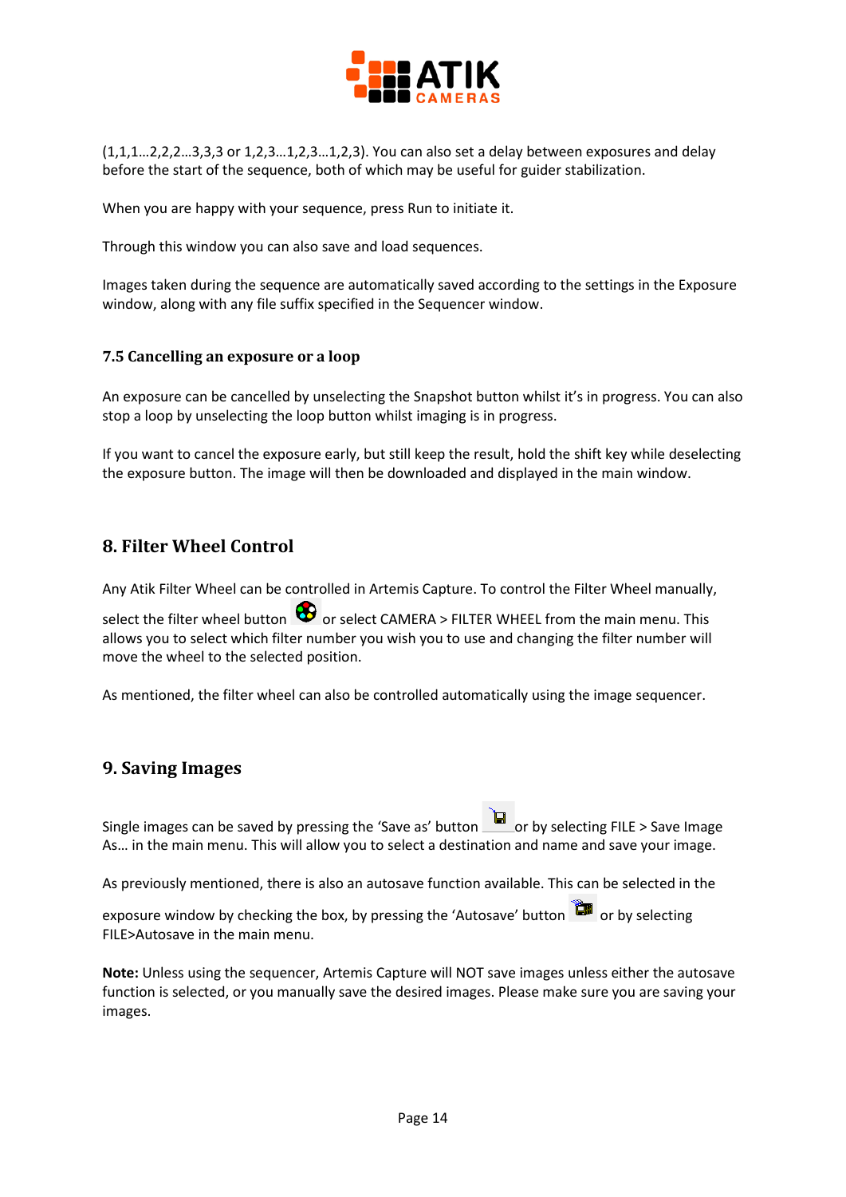(1,1,1…2,2,2…3,3,3 or 1,2,3…1,2,3…1,2,3). You can also set a delay between exposures and delay before the start of the sequence, both of which may be useful for guider stabilization.

When you are happy with your sequence, press Run to initiate it.

Through this window you can also save and load sequences.

Images taken during the sequence are automatically saved according to the settings in the Exposure window, along with any file suffix specified in the Sequencer window.

### 7.5 Cancelling an exposure or a loop

An exposure can be cancelled by unselecting the Snapshot button whilst it's in progress. You can also stop a loop by unselecting the loop button whilst imaging is in progress.

If you want to cancel the exposure early, but still keep the result, hold the shift key while deselecting the exposure button. The image will then be downloaded and displayed in the main window.

## 8. Filter Wheel Control

Any Atik Filter Wheel can be controlled in Artemis Capture. To control the Filter Wheel manually, select the filter wheel button or select CAMERA > FILTER WHEEL from the main menu. This allows you to select which filter number you wish you to use and changing the filter number will move the wheel to the selected position.

As mentioned, the filter wheel can also be controlled automatically using the image sequencer.

## 9. Saving Images

Single images can be saved by pressing the 'Save as' button or by selecting FILE > Save Image As… in the main menu. This will allow you to select a destination and name and save your image.

As previously mentioned, there is also an autosave function available. This can be selected in the exposure window by checking the box, by pressing the 'Autosave' button or by selecting FILE>Autosave in the main menu.

**Note:** Unless using the sequencer, Artemis Capture will NOT save images unless either the autosave function is selected, or you manually save the desired images. Please make sure you are saving your images.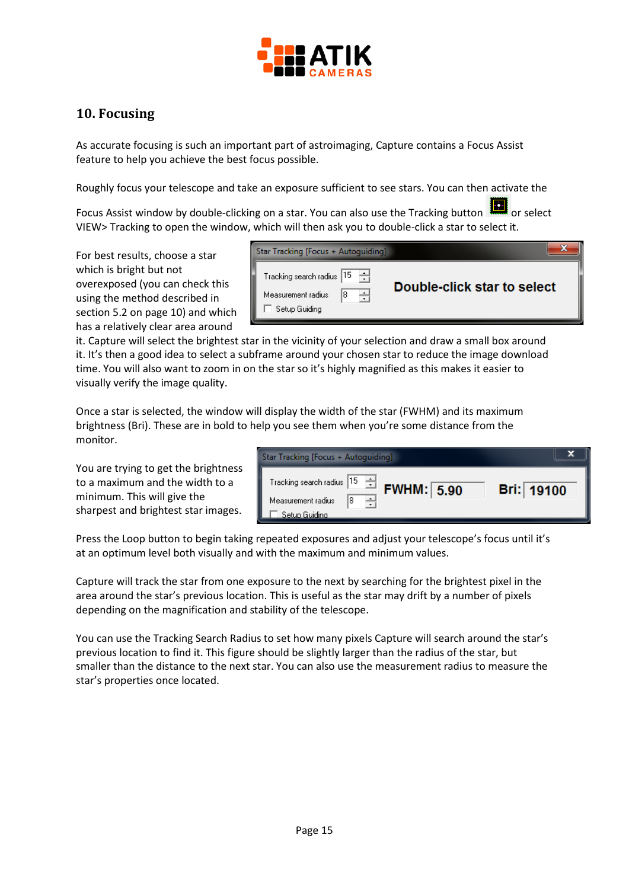## 10. Focusing

As accurate focusing is such an important part of astroimaging, Capture contains a Focus Assist feature to help you achieve the best focus possible.

Roughly focus your telescope and take an exposure sufficient to see stars. You can then activate the Focus Assist window by double-clicking on a star. You can also use the Tracking button or select VIEW> Tracking to open the window, which will then ask you to double-click a star to select it.

For best results, choose a star which is bright but not overexposed (you can check this using the method described in section 5.2 on page 10) and which has a relatively clear area around it. Capture will select the brightest star in the vicinity of your selection and draw a small box around it. It's then a good idea to select a subframe around your chosen star to reduce the image download time. You will also want to zoom in on the star so it's highly magnified as this makes it easier to visually verify the image quality.

Once a star is selected, the window will display the width of the star (FWHM) and its maximum brightness (Bri). These are in bold to help you see them when you're some distance from the monitor.

You are trying to get the brightness to a maximum and the width to a minimum. This will give the sharpest and brightest star images.

Press the Loop button to begin taking repeated exposures and adjust your telescope's focus until it's at an optimum level both visually and with the maximum and minimum values.

Capture will track the star from one exposure to the next by searching for the brightest pixel in the area around the star's previous location. This is useful as the star may drift by a number of pixels depending on the magnification and stability of the telescope.

You can use the Tracking Search Radius to set how many pixels Capture will search around the star's previous location to find it. This figure should be slightly larger than the radius of the star, but smaller than the distance to the next star. You can also use the measurement radius to measure the star's properties once located.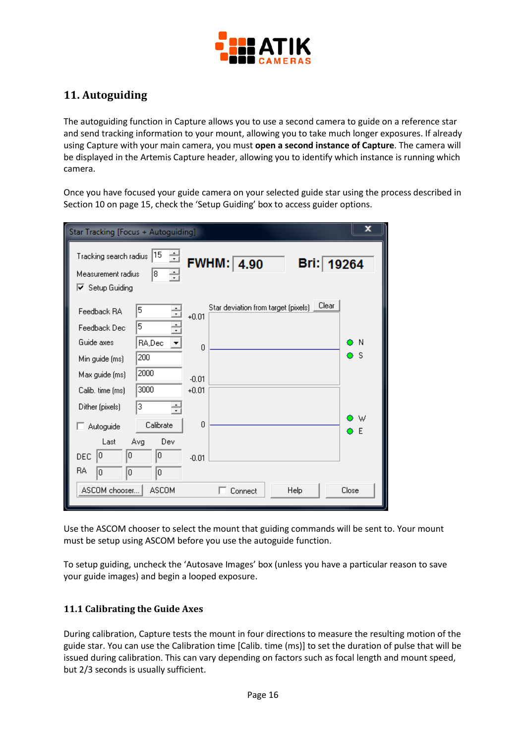## 11. Autoguiding

The autoguiding function in Capture allows you to use a second camera to guide on a reference star and send tracking information to your mount, allowing you to take much longer exposures. If already using Capture with your main camera, you must **open a second instance of Capture**. The camera will be displayed in the Artemis Capture header, allowing you to identify which instance is running which camera.

Once you have focused your guide camera on your selected guide star using the process described in Section 10 on page 15, check the 'Setup Guiding' box to access guider options.

Use the ASCOM chooser to select the mount that guiding commands will be sent to. Your mount must be setup using ASCOM before you use the autoguide function.

To setup guiding, uncheck the 'Autosave Images' box (unless you have a particular reason to save your guide images) and begin a looped exposure.

### 11.1 Calibrating the Guide Axes

During calibration, Capture tests the mount in four directions to measure the resulting motion of the guide star. You can use the Calibration time [Calib. time (ms)] to set the duration of pulse that will be issued during calibration. This can vary depending on factors such as focal length and mount speed, but 2/3 seconds is usually sufficient.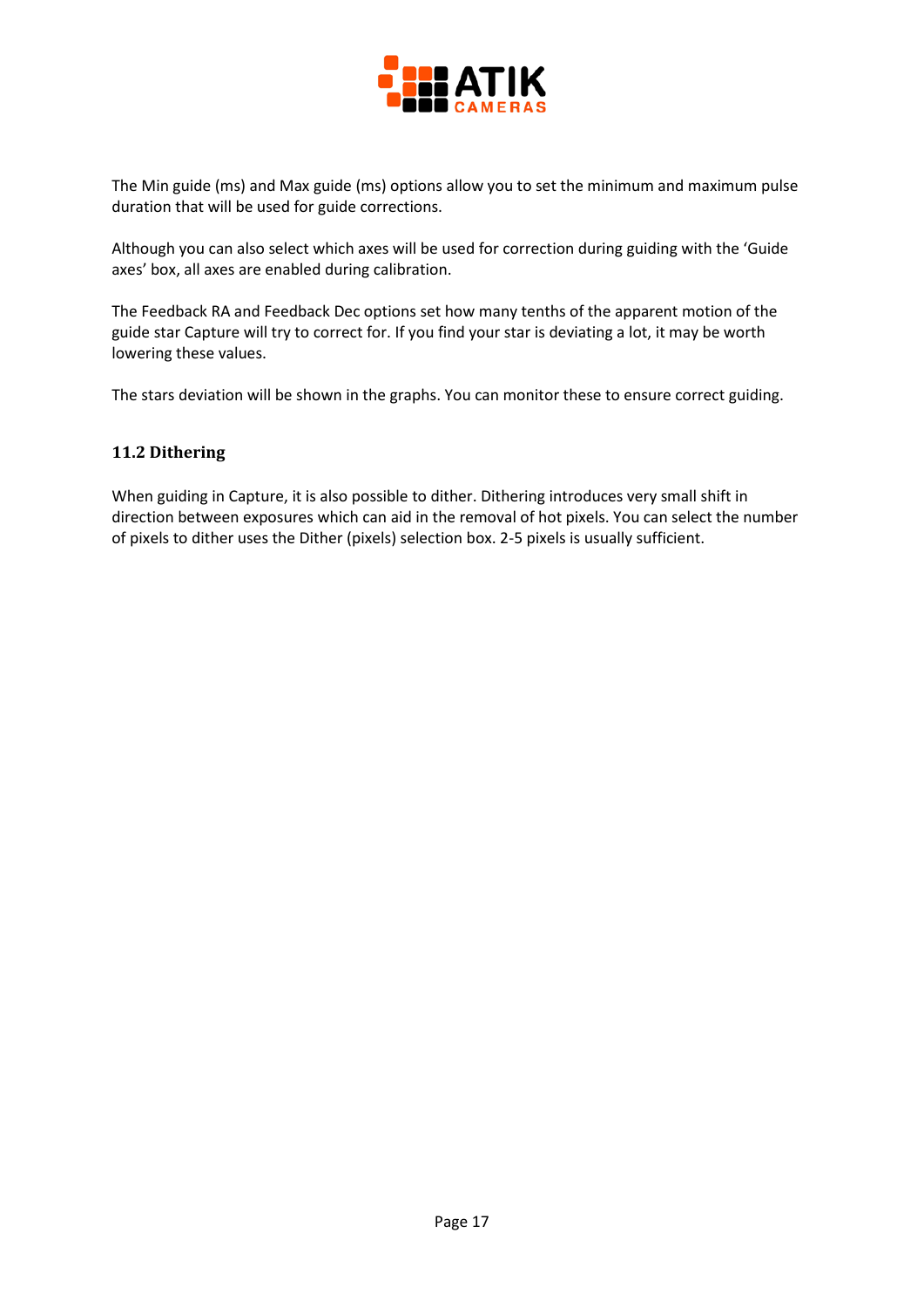The Min guide (ms) and Max guide (ms) options allow you to set the minimum and maximum pulse duration that will be used for guide corrections.

Although you can also select which axes will be used for correction during guiding with the 'Guide axes' box, all axes are enabled during calibration.

The Feedback RA and Feedback Dec options set how many tenths of the apparent motion of the guide star Capture will try to correct for. If you find your star is deviating a lot, it may be worth lowering these values.

The stars deviation will be shown in the graphs. You can monitor these to ensure correct guiding.

### 11.2 Dithering

When guiding in Capture, it is also possible to dither. Dithering introduces very small shift in direction between exposures which can aid in the removal of hot pixels. You can select the number of pixels to dither uses the Dither (pixels) selection box. 2-5 pixels is usually sufficient.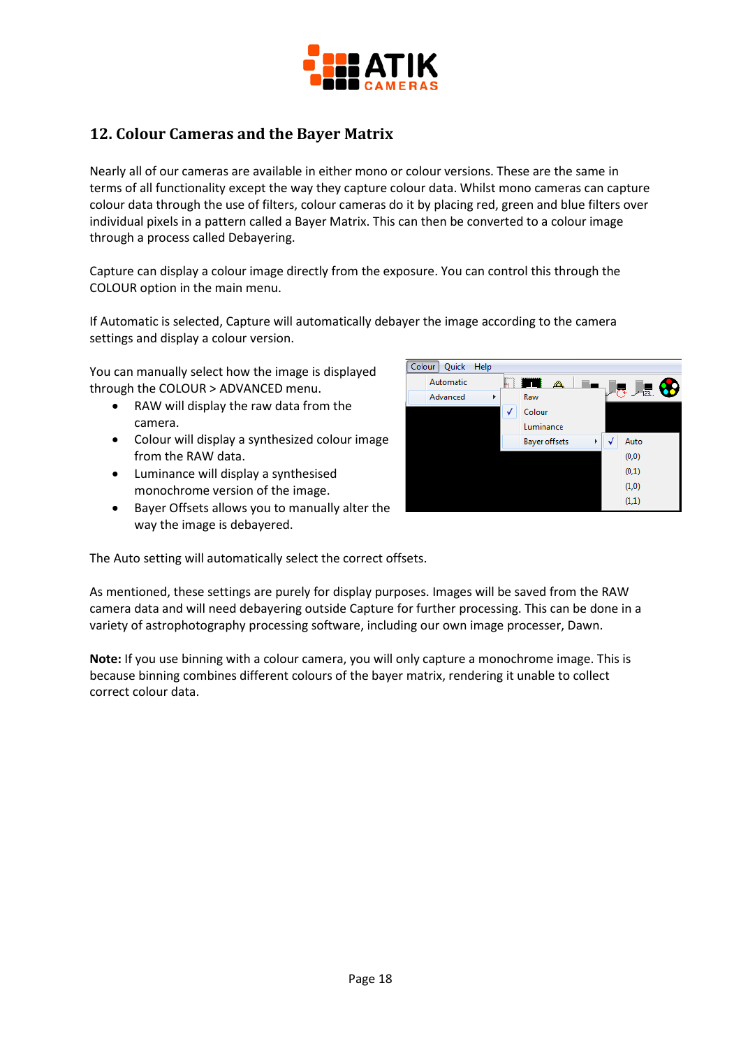## 12. Colour Cameras and the Bayer Matrix

Nearly all of our cameras are available in either mono or colour versions. These are the same in terms of all functionality except the way they capture colour data. Whilst mono cameras can capture colour data through the use of filters, colour cameras do it by placing red, green and blue filters over individual pixels in a pattern called a Bayer Matrix. This can then be converted to a colour image through a process called Debayering.

Capture can display a colour image directly from the exposure. You can control this through the COLOUR option in the main menu.

If Automatic is selected, Capture will automatically debayer the image according to the camera settings and display a colour version.

You can manually select how the image is displayed through the COLOUR > ADVANCED menu.

- RAW will display the raw data from the camera.
- Colour will display a synthesized colour image from the RAW data.
- Luminance will display a synthesised monochrome version of the image.
- Bayer Offsets allows you to manually alter the way the image is debayered.

The Auto setting will automatically select the correct offsets.

As mentioned, these settings are purely for display purposes. Images will be saved from the RAW camera data and will need debayering outside Capture for further processing. This can be done in a variety of astrophotography processing software, including our own image processer, Dawn.

**Note:** If you use binning with a colour camera, you will only capture a monochrome image. This is because binning combines different colours of the bayer matrix, rendering it unable to collect correct colour data.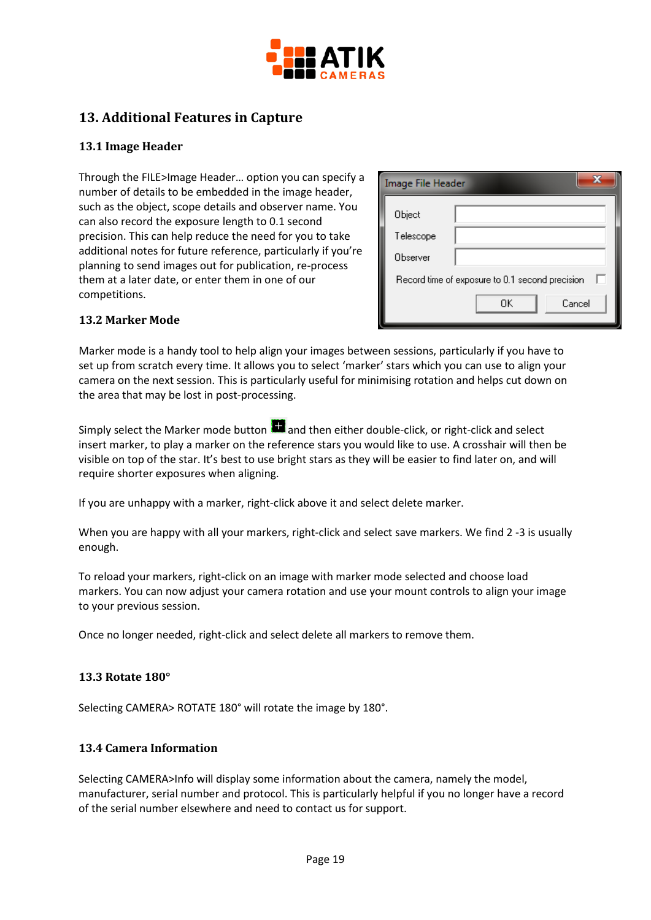## 13. Additional Features in Capture

### 13.1 Image Header

Through the FILE>Image Header... option you can specify a number of details to be embedded in the image header, such as the object, scope details and observer name. You can also record the exposure length to 0.1 second precision. This can help reduce the need for you to take additional notes for future reference, particularly if you're planning to send images out for publication, re-process them at a later date, or enter them in one of our competitions.

### 13.2 Marker Mode

Marker mode is a handy tool to help align your images between sessions, particularly if you have to set up from scratch every time. It allows you to select 'marker' stars which you can use to align your camera on the next session. This is particularly useful for minimising rotation and helps cut down on the area that may be lost in post-processing.

Simply select the Marker mode button and then either double-click, or right-click and select insert marker, to play a marker on the reference stars you would like to use. A crosshair will then be visible on top of the star. It's best to use bright stars as they will be easier to find later on, and will require shorter exposures when aligning.

If you are unhappy with a marker, right-click above it and select delete marker.

When you are happy with all your markers, right-click and select save markers. We find 2 -3 is usually enough.

To reload your markers, right-click on an image with marker mode selected and choose load markers. You can now adjust your camera rotation and use your mount controls to align your image to your previous session.

Once no longer needed, right-click and select delete all markers to remove them.

### 13.3 Rotate 180°

Selecting CAMERA> ROTATE 180° will rotate the image by 180°.

### 13.4 Camera Information

Selecting CAMERA>Info will display some information about the camera, namely the model, manufacturer, serial number and protocol. This is particularly helpful if you no longer have a record of the serial number elsewhere and need to contact us for support.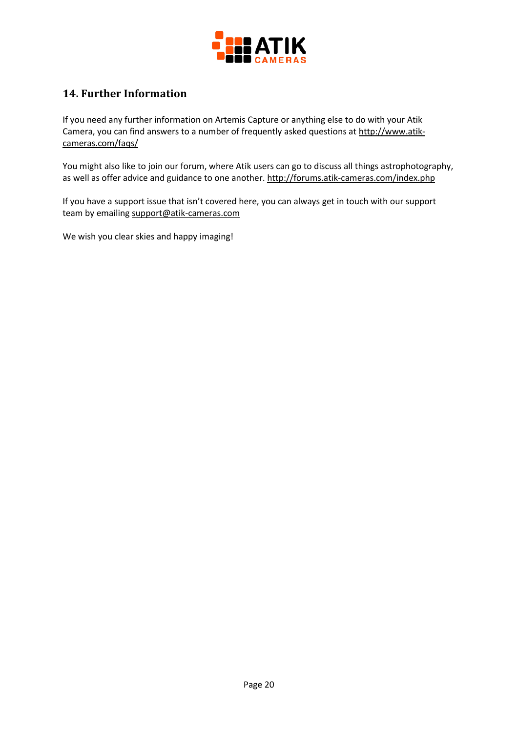## 14. Further Information

If you need any further information on Artemis Capture or anything else to do with your Atik Camera, you can find answers to a number of frequently asked questions at http://www.atik-cameras.com/faqs/

You might also like to join our forum, where Atik users can go to discuss all things astrophotography, as well as offer advice and guidance to one another. http://forums.atik-cameras.com/index.php

If you have a support issue that isn't covered here, you can always get in touch with our support team by emailing support@atik-cameras.com

We wish you clear skies and happy imaging!